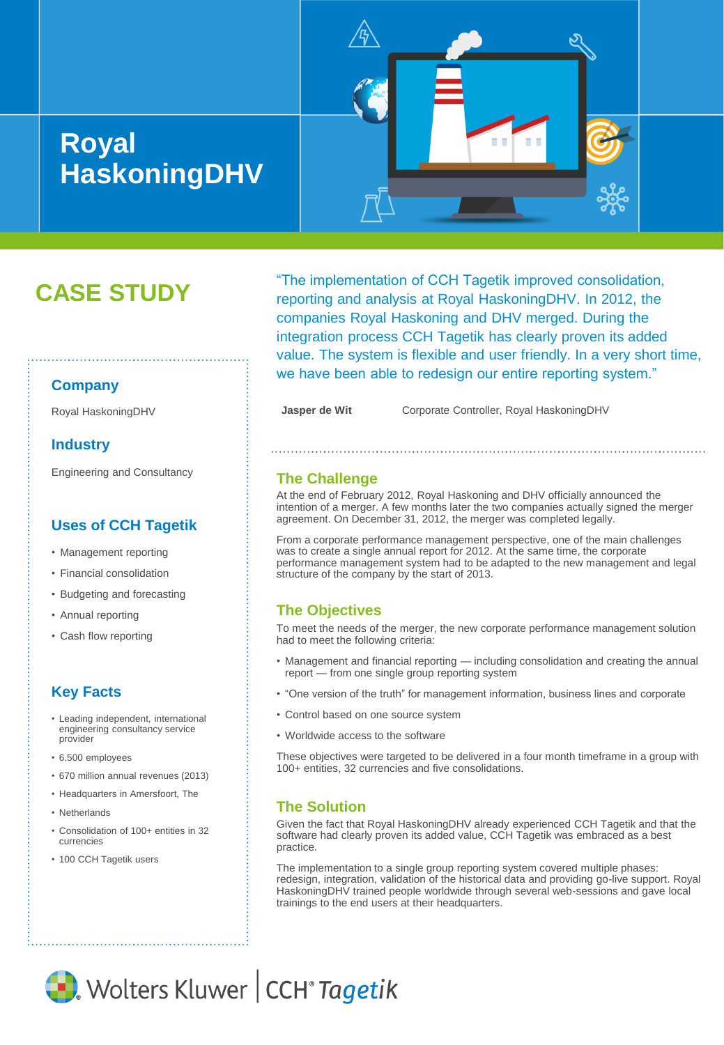# Royal HaskoningDHV

## CASE STUDY

### Company

Royal HaskoningDHV

### Industry

Engineering and Consultancy

### Uses of CCH Tagetik

- Management reporting
- Financial consolidation
- Budgeting and forecasting
- Annual reporting
- Cash flow reporting

### Key Facts

- Leading independent, international engineering consultancy service provider
- 6.500 employees
- 670 million annual revenues (2013)
- Headquarters in Amersfoort, The
- Netherlands
- Consolidation of 100+ entities in 32 currencies
- 100 CCH Tagetik users

"The implementation of CCH Tagetik improved consolidation, reporting and analysis at Royal HaskoningDHV. In 2012, the companies Royal Haskoning and DHV merged. During the integration process CCH Tagetik has clearly proven its added value. The system is flexible and user friendly. In a very short time, we have been able to redesign our entire reporting system."

**Jasper de Wit** Corporate Controller, Royal HaskoningDHV

### The Challenge

At the end of February 2012, Royal Haskoning and DHV officially announced the intention of a merger. A few months later the two companies actually signed the merger agreement. On December 31, 2012, the merger was completed legally.

From a corporate performance management perspective, one of the main challenges was to create a single annual report for 2012. At the same time, the corporate performance management system had to be adapted to the new management and legal structure of the company by the start of 2013.

### The Objectives

To meet the needs of the merger, the new corporate performance management solution had to meet the following criteria:

- Management and financial reporting — including consolidation and creating the annual report — from one single group reporting system
- "One version of the truth" for management information, business lines and corporate
- Control based on one source system
- Worldwide access to the software

These objectives were targeted to be delivered in a four month timeframe in a group with 100+ entities, 32 currencies and five consolidations.

### The Solution

Given the fact that Royal HaskoningDHV already experienced CCH Tagetik and that the software had clearly proven its added value, CCH Tagetik was embraced as a best practice.

The implementation to a single group reporting system covered multiple phases: redesign, integration, validation of the historical data and providing go-live support. Royal HaskoningDHV trained people worldwide through several web-sessions and gave local trainings to the end users at their headquarters.

Wolters Kluwer | CCH® Tagetik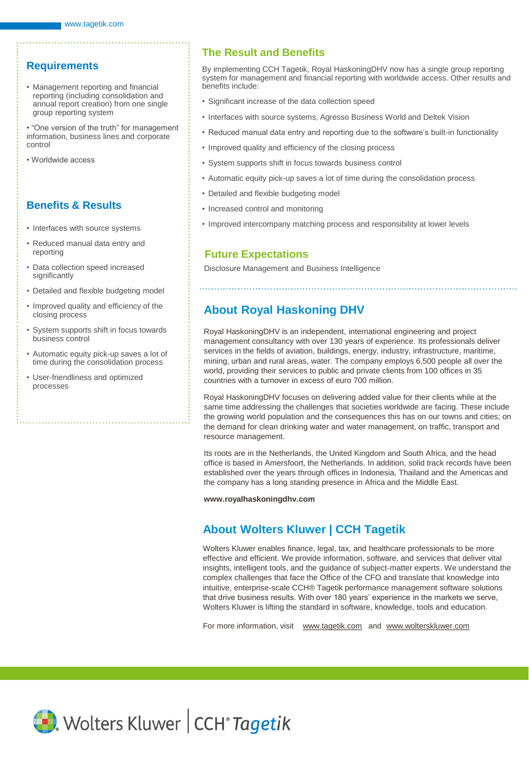## Requirements

- Management reporting and financial reporting (including consolidation and annual report creation) from one single group reporting system
- "One version of the truth" for management information, business lines and corporate control
- Worldwide access

## Benefits & Results

- Interfaces with source systems
- Reduced manual data entry and reporting
- Data collection speed increased significantly
- Detailed and flexible budgeting model
- Improved quality and efficiency of the closing process
- System supports shift in focus towards business control
- Automatic equity pick-up saves a lot of time during the consolidation process
- User-friendliness and optimized processes

## The Result and Benefits

By implementing CCH Tagetik, Royal HaskoningDHV now has a single group reporting system for management and financial reporting with worldwide access. Other results and benefits include:

- Significant increase of the data collection speed
- Interfaces with source systems, Agresso Business World and Deltek Vision
- Reduced manual data entry and reporting due to the software's built-in functionality
- Improved quality and efficiency of the closing process
- System supports shift in focus towards business control
- Automatic equity pick-up saves a lot of time during the consolidation process
- Detailed and flexible budgeting model
- Increased control and monitoring
- Improved intercompany matching process and responsibility at lower levels

## Future Expectations

Disclosure Management and Business Intelligence

## About Royal Haskoning DHV

Royal HaskoningDHV is an independent, international engineering and project management consultancy with over 130 years of experience. Its professionals deliver services in the fields of aviation, buildings, energy, industry, infrastructure, maritime, mining, urban and rural areas, water. The company employs 6,500 people all over the world, providing their services to public and private clients from 100 offices in 35 countries with a turnover in excess of euro 700 million.

Royal HaskoningDHV focuses on delivering added value for their clients while at the same time addressing the challenges that societies worldwide are facing. These include the growing world population and the consequences this has on our towns and cities; on the demand for clean drinking water and water management, on traffic, transport and resource management.

Its roots are in the Netherlands, the United Kingdom and South Africa, and the head office is based in Amersfoort, the Netherlands. In addition, solid track records have been established over the years through offices in Indonesia, Thailand and the Americas and the company has a long standing presence in Africa and the Middle East.

**www.royalhaskoningdhv.com**

## About Wolters Kluwer | CCH Tagetik

Wolters Kluwer enables finance, legal, tax, and healthcare professionals to be more effective and efficient. We provide information, software, and services that deliver vital insights, intelligent tools, and the guidance of subject-matter experts. We understand the complex challenges that face the Office of the CFO and translate that knowledge into intuitive, enterprise-scale CCH® Tagetik performance management software solutions that drive business results. With over 180 years' experience in the markets we serve, Wolters Kluwer is lifting the standard in software, knowledge, tools and education.

For more information, visit www.tagetik.com and www.wolterskluwer.com

Wolters Kluwer | CCH® Tagetik